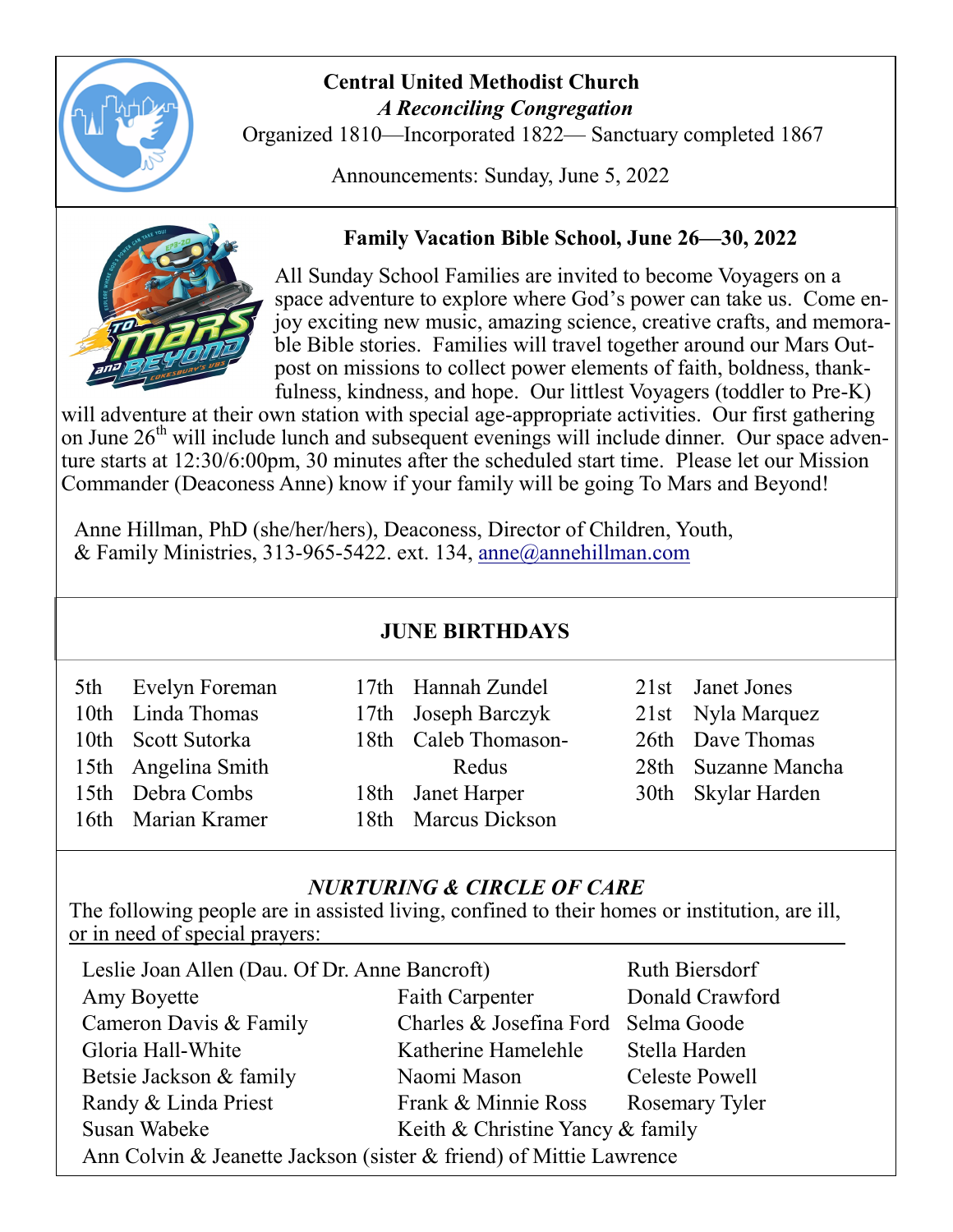# Central United Methodist Church

***A Reconciling Congregation***

Organized 1810—Incorporated 1822— Sanctuary completed 1867

Announcements: Sunday, June 5, 2022

## Family Vacation Bible School, June 26—30, 2022

All Sunday School Families are invited to become Voyagers on a space adventure to explore where God's power can take us. Come enjoy exciting new music, amazing science, creative crafts, and memorable Bible stories. Families will travel together around our Mars Outpost on missions to collect power elements of faith, boldness, thankfulness, kindness, and hope. Our littlest Voyagers (toddler to Pre-K) will adventure at their own station with special age-appropriate activities. Our first gathering on June 26th will include lunch and subsequent evenings will include dinner. Our space adventure starts at 12:30/6:00pm, 30 minutes after the scheduled start time. Please let our Mission Commander (Deaconess Anne) know if your family will be going To Mars and Beyond!

Anne Hillman, PhD (she/her/hers), Deaconess, Director of Children, Youth, & Family Ministries, 313-965-5422. ext. 134, anne@annehillman.com

## JUNE BIRTHDAYS

| | | | | | |
|---|---|---|---|---|---|
| 5th | Evelyn Foreman | 17th | Hannah Zundel | 21st | Janet Jones |
| 10th | Linda Thomas | 17th | Joseph Barczyk | 21st | Nyla Marquez |
| 10th | Scott Sutorka | 18th | Caleb Thomason-Redus | 26th | Dave Thomas |
| 15th | Angelina Smith | 18th | Janet Harper | 28th | Suzanne Mancha |
| 15th | Debra Combs | 18th | Marcus Dickson | 30th | Skylar Harden |
| 16th | Marian Kramer | | | | |

## *NURTURING & CIRCLE OF CARE*

The following people are in assisted living, confined to their homes or institution, are ill, or in need of special prayers:

- Leslie Joan Allen (Dau. Of Dr. Anne Bancroft)
- Ruth Biersdorf
- Amy Boyette
- Faith Carpenter
- Donald Crawford
- Cameron Davis & Family
- Charles & Josefina Ford
- Selma Goode
- Gloria Hall-White
- Katherine Hamelehle
- Stella Harden
- Betsie Jackson & family
- Naomi Mason
- Celeste Powell
- Randy & Linda Priest
- Frank & Minnie Ross
- Rosemary Tyler
- Susan Wabeke
- Keith & Christine Yancy & family
- Ann Colvin & Jeanette Jackson (sister & friend) of Mittie Lawrence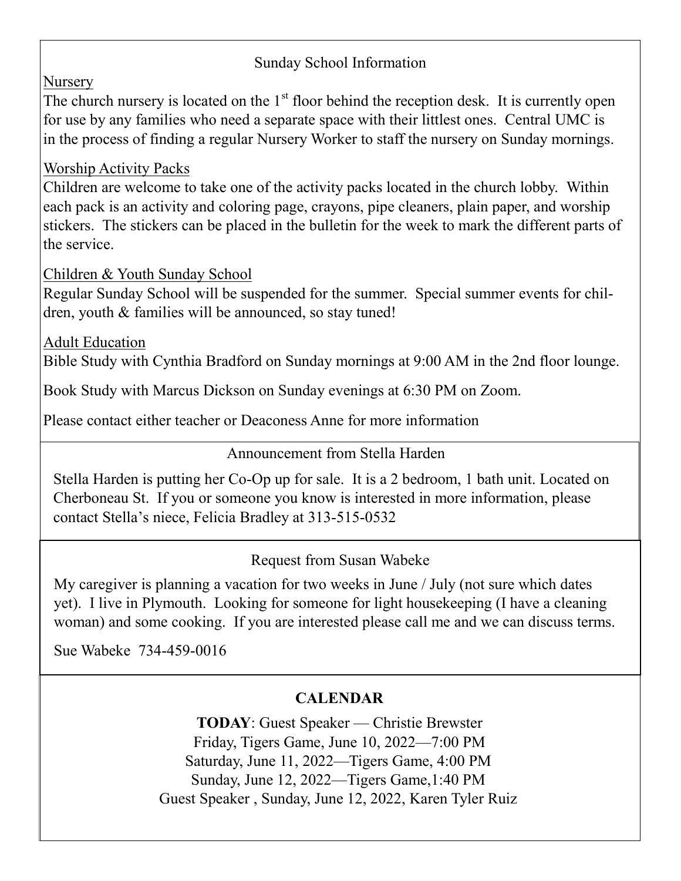## Sunday School Information

<u>Nursery</u>

The church nursery is located on the 1st floor behind the reception desk. It is currently open for use by any families who need a separate space with their littlest ones. Central UMC is in the process of finding a regular Nursery Worker to staff the nursery on Sunday mornings.

<u>Worship Activity Packs</u>

Children are welcome to take one of the activity packs located in the church lobby. Within each pack is an activity and coloring page, crayons, pipe cleaners, plain paper, and worship stickers. The stickers can be placed in the bulletin for the week to mark the different parts of the service.

<u>Children & Youth Sunday School</u>

Regular Sunday School will be suspended for the summer. Special summer events for children, youth & families will be announced, so stay tuned!

<u>Adult Education</u>

Bible Study with Cynthia Bradford on Sunday mornings at 9:00 AM in the 2nd floor lounge.

Book Study with Marcus Dickson on Sunday evenings at 6:30 PM on Zoom.

Please contact either teacher or Deaconess Anne for more information

## Announcement from Stella Harden

Stella Harden is putting her Co-Op up for sale. It is a 2 bedroom, 1 bath unit. Located on Cherboneau St. If you or someone you know is interested in more information, please contact Stella's niece, Felicia Bradley at 313-515-0532

## Request from Susan Wabeke

My caregiver is planning a vacation for two weeks in June / July (not sure which dates yet). I live in Plymouth. Looking for someone for light housekeeping (I have a cleaning woman) and some cooking. If you are interested please call me and we can discuss terms.

Sue Wabeke 734-459-0016

## CALENDAR

**TODAY**: Guest Speaker — Christie Brewster

Friday, Tigers Game, June 10, 2022—7:00 PM

Saturday, June 11, 2022—Tigers Game, 4:00 PM

Sunday, June 12, 2022—Tigers Game,1:40 PM

Guest Speaker , Sunday, June 12, 2022, Karen Tyler Ruiz